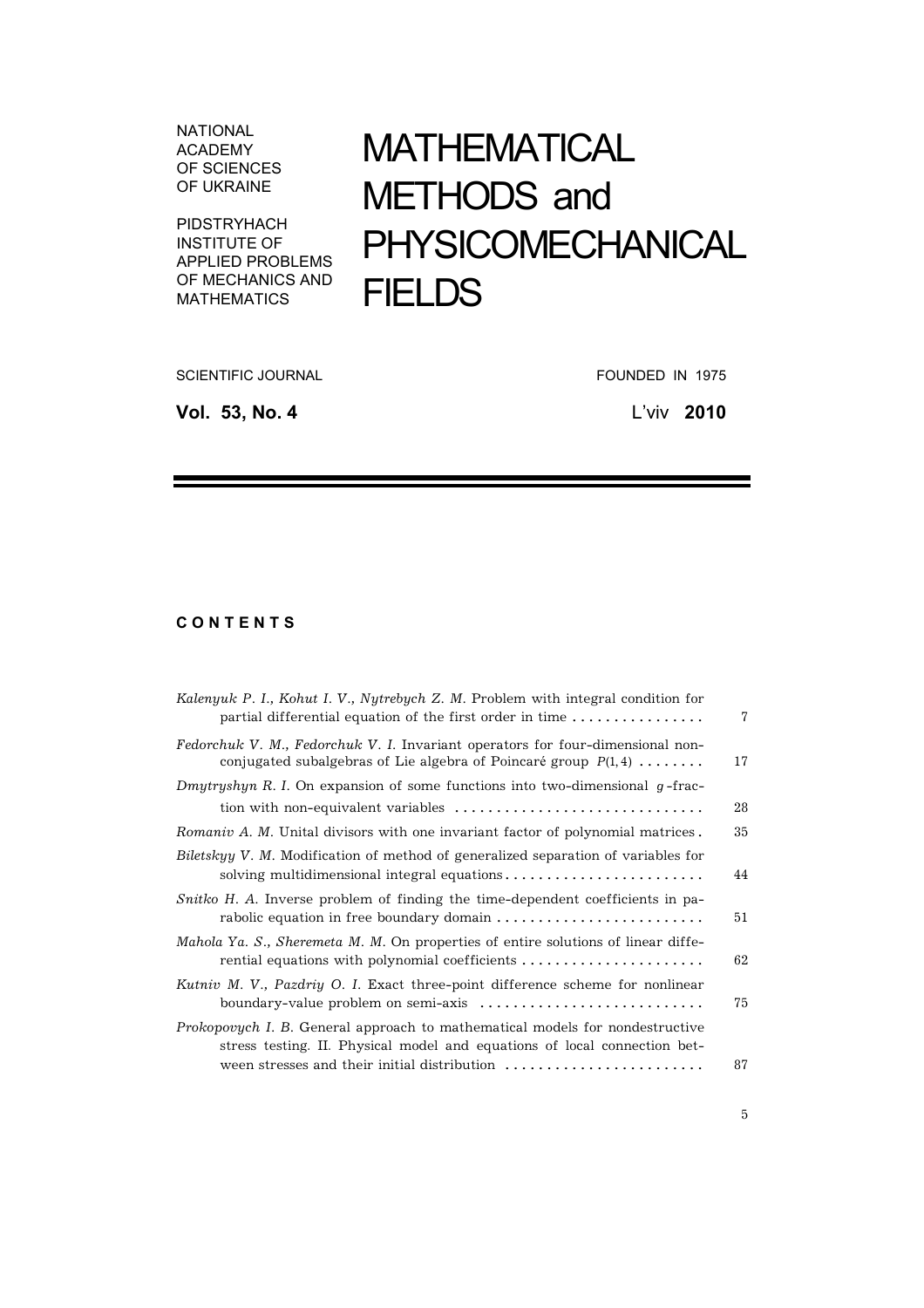NATIONAL ACADEMY OF SCIENCES OF UKRAINE

PIDSTRYHACH INSTITUTE OF APPLIED PROBLEMS OF MECHANICS AND MATHEMATICS

# MATHEMATICAL METHODS and PHYSICOMECHANICAL FIELDS

SCIENTIFIC JOURNAL FOUNDED IN 1975

**Vol. 53, No. 4** L'viv **2010**

## C O N T E N T S

| | |
|---|---|
| *Kalenyuk P. I., Kohut I. V., Nytrebych Z. M.* Problem with integral condition for partial differential equation of the first order in time | 7 |
| *Fedorchuk V. M., Fedorchuk V. I.* Invariant operators for four-dimensional nonconjugated subalgebras of Lie algebra of Poincaré group $P(1,4)$ | 17 |
| *Dmytryshyn R. I.* On expansion of some functions into two-dimensional $g$-fraction with non-equivalent variables | 28 |
| *Romaniv A. M.* Unital divisors with one invariant factor of polynomial matrices | 35 |
| *Biletskyy V. M.* Modification of method of generalized separation of variables for solving multidimensional integral equations | 44 |
| *Snitko H. A.* Inverse problem of finding the time-dependent coefficients in parabolic equation in free boundary domain | 51 |
| *Mahola Ya. S., Sheremeta M. M.* On properties of entire solutions of linear differential equations with polynomial coefficients | 62 |
| *Kutniv M. V., Pazdriy O. I.* Exact three-point difference scheme for nonlinear boundary-value problem on semi-axis | 75 |
| *Prokopovych I. B.* General approach to mathematical models for nondestructive stress testing. II. Physical model and equations of local connection between stresses and their initial distribution | 87 |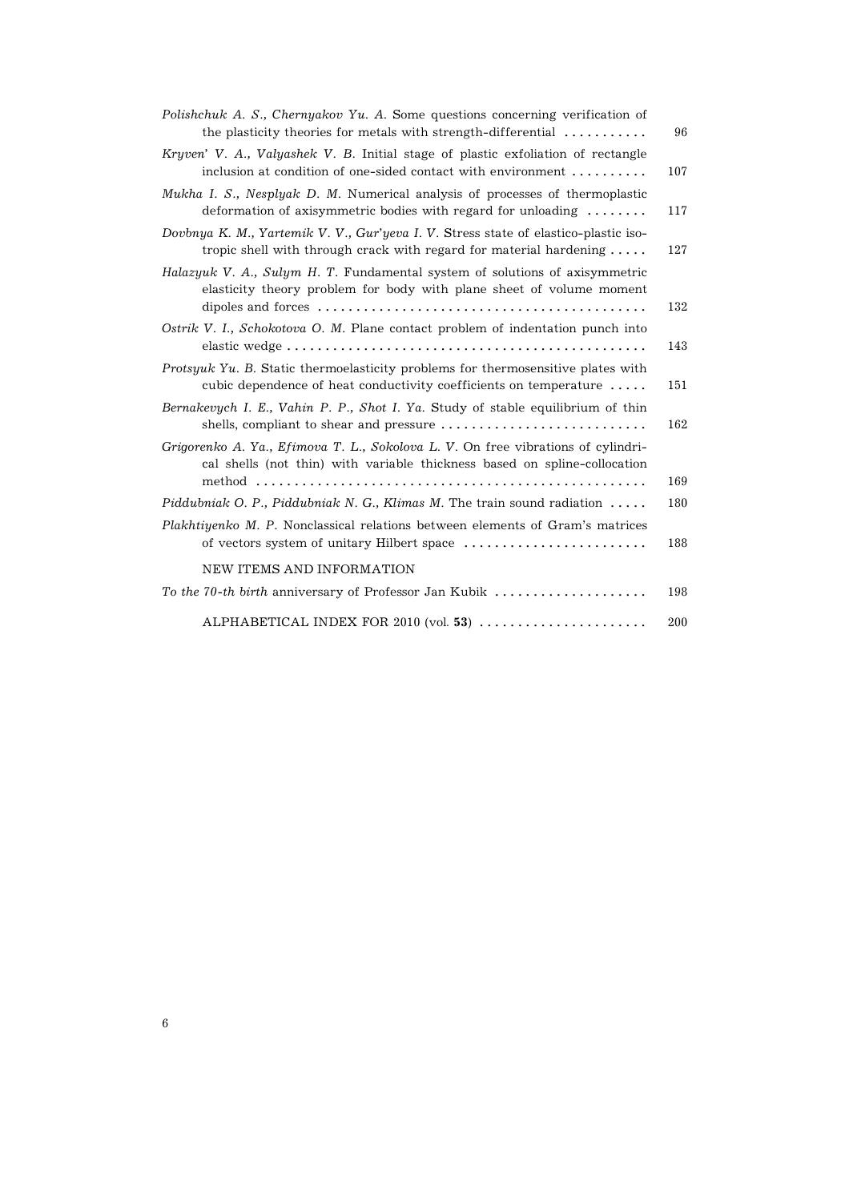*Polishchuk A. S., Chernyakov Yu. A.* Some questions concerning verification of the plasticity theories for metals with strength-differential . . . . . . . . . . . 96

*Kryven' V. A., Valyashek V. B.* Initial stage of plastic exfoliation of rectangle inclusion at condition of one-sided contact with environment . . . . . . . . . . 107

*Mukha I. S., Nesplyak D. M.* Numerical analysis of processes of thermoplastic deformation of axisymmetric bodies with regard for unloading . . . . . . . . 117

*Dovbnya K. M., Yartemik V. V., Gur'yeva I. V.* Stress state of elastico-plastic isotropic shell with through crack with regard for material hardening . . . . . 127

*Halazyuk V. A., Sulym H. T.* Fundamental system of solutions of axisymmetric elasticity theory problem for body with plane sheet of volume moment dipoles and forces . . . . . . . . . . . . . . . . . . . . . . . . . . . . . . . . . . . . . . . . . . . 132

*Ostrik V. I., Schokotova O. M.* Plane contact problem of indentation punch into elastic wedge . . . . . . . . . . . . . . . . . . . . . . . . . . . . . . . . . . . . . . . . . . . . . . 143

*Protsyuk Yu. B.* Static thermoelasticity problems for thermosensitive plates with cubic dependence of heat conductivity coefficients on temperature . . . . . 151

*Bernakevych I. E., Vahin P. P., Shot I. Ya.* Study of stable equilibrium of thin shells, compliant to shear and pressure . . . . . . . . . . . . . . . . . . . . . . . . . . . 162

*Grigorenko A. Ya., Efimova T. L., Sokolova L. V.* On free vibrations of cylindrical shells (not thin) with variable thickness based on spline-collocation method . . . . . . . . . . . . . . . . . . . . . . . . . . . . . . . . . . . . . . . . . . . . . . . . . . . 169

*Piddubniak O. P., Piddubniak N. G., Klimas M.* The train sound radiation . . . . . 180

*Plakhtiyenko M. P.* Nonclassical relations between elements of Gram's matrices of vectors system of unitary Hilbert space . . . . . . . . . . . . . . . . . . . . . . . . 188

NEW ITEMS AND INFORMATION

*To the 70-th birth* anniversary of Professor Jan Kubik . . . . . . . . . . . . . . . . . . . . 198

ALPHABETICAL INDEX FOR 2010 (vol. **53**) . . . . . . . . . . . . . . . . . . . . . . 200